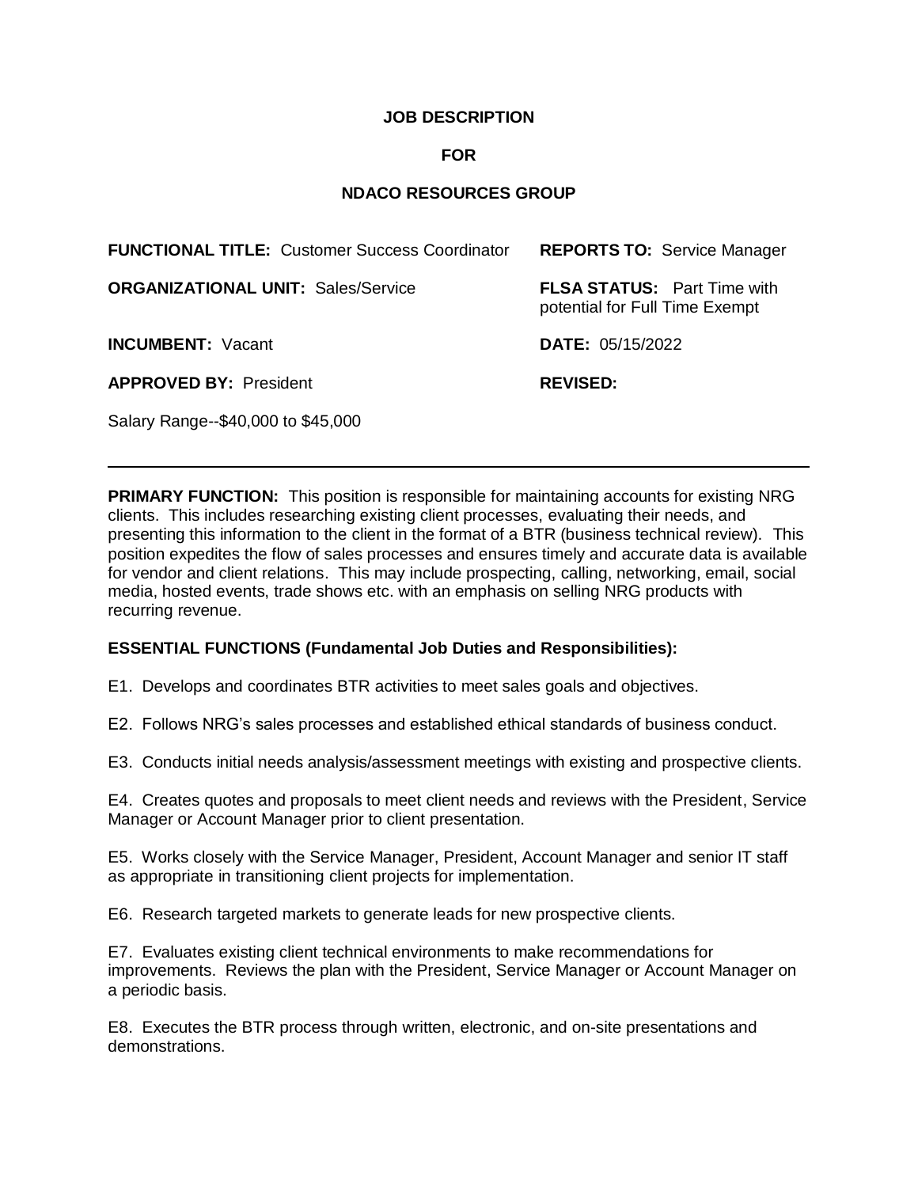**JOB DESCRIPTION**

**FOR**

**NDACO RESOURCES GROUP**

**FUNCTIONAL TITLE:** Customer Success Coordinator

**REPORTS TO:** Service Manager

**ORGANIZATIONAL UNIT:** Sales/Service

**FLSA STATUS:** Part Time with potential for Full Time Exempt

**INCUMBENT:** Vacant

**DATE:** 05/15/2022

**APPROVED BY:** President

**REVISED:**

Salary Range--$40,000 to $45,000

---

**PRIMARY FUNCTION:** This position is responsible for maintaining accounts for existing NRG clients. This includes researching existing client processes, evaluating their needs, and presenting this information to the client in the format of a BTR (business technical review). This position expedites the flow of sales processes and ensures timely and accurate data is available for vendor and client relations. This may include prospecting, calling, networking, email, social media, hosted events, trade shows etc. with an emphasis on selling NRG products with recurring revenue.

**ESSENTIAL FUNCTIONS (Fundamental Job Duties and Responsibilities):**

E1. Develops and coordinates BTR activities to meet sales goals and objectives.

E2. Follows NRG's sales processes and established ethical standards of business conduct.

E3. Conducts initial needs analysis/assessment meetings with existing and prospective clients.

E4. Creates quotes and proposals to meet client needs and reviews with the President, Service Manager or Account Manager prior to client presentation.

E5. Works closely with the Service Manager, President, Account Manager and senior IT staff as appropriate in transitioning client projects for implementation.

E6. Research targeted markets to generate leads for new prospective clients.

E7. Evaluates existing client technical environments to make recommendations for improvements. Reviews the plan with the President, Service Manager or Account Manager on a periodic basis.

E8. Executes the BTR process through written, electronic, and on-site presentations and demonstrations.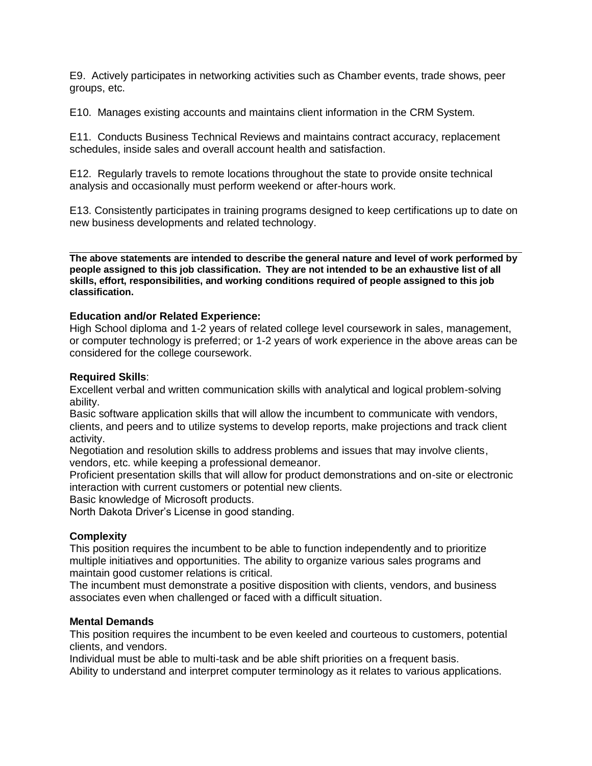E9. Actively participates in networking activities such as Chamber events, trade shows, peer groups, etc.

E10. Manages existing accounts and maintains client information in the CRM System.

E11. Conducts Business Technical Reviews and maintains contract accuracy, replacement schedules, inside sales and overall account health and satisfaction.

E12. Regularly travels to remote locations throughout the state to provide onsite technical analysis and occasionally must perform weekend or after-hours work.

E13. Consistently participates in training programs designed to keep certifications up to date on new business developments and related technology.

---

**The above statements are intended to describe the general nature and level of work performed by people assigned to this job classification. They are not intended to be an exhaustive list of all skills, effort, responsibilities, and working conditions required of people assigned to this job classification.**

**Education and/or Related Experience:**
High School diploma and 1-2 years of related college level coursework in sales, management, or computer technology is preferred; or 1-2 years of work experience in the above areas can be considered for the college coursework.

**Required Skills**:
Excellent verbal and written communication skills with analytical and logical problem-solving ability.
Basic software application skills that will allow the incumbent to communicate with vendors, clients, and peers and to utilize systems to develop reports, make projections and track client activity.
Negotiation and resolution skills to address problems and issues that may involve clients, vendors, etc. while keeping a professional demeanor.
Proficient presentation skills that will allow for product demonstrations and on-site or electronic interaction with current customers or potential new clients.
Basic knowledge of Microsoft products.
North Dakota Driver's License in good standing.

**Complexity**
This position requires the incumbent to be able to function independently and to prioritize multiple initiatives and opportunities. The ability to organize various sales programs and maintain good customer relations is critical.
The incumbent must demonstrate a positive disposition with clients, vendors, and business associates even when challenged or faced with a difficult situation.

**Mental Demands**
This position requires the incumbent to be even keeled and courteous to customers, potential clients, and vendors.
Individual must be able to multi-task and be able shift priorities on a frequent basis.
Ability to understand and interpret computer terminology as it relates to various applications.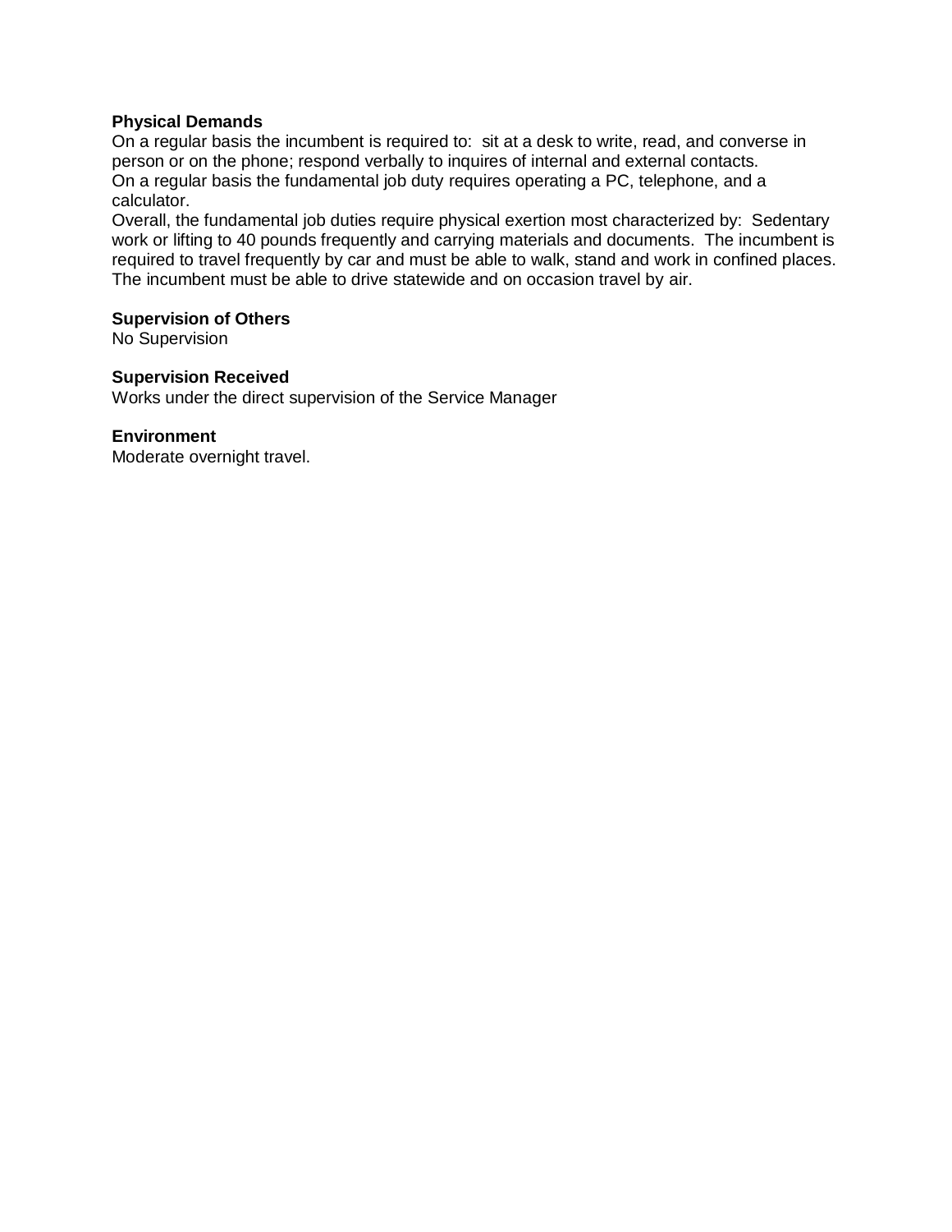**Physical Demands**

On a regular basis the incumbent is required to: sit at a desk to write, read, and converse in person or on the phone; respond verbally to inquires of internal and external contacts.
On a regular basis the fundamental job duty requires operating a PC, telephone, and a calculator.
Overall, the fundamental job duties require physical exertion most characterized by: Sedentary work or lifting to 40 pounds frequently and carrying materials and documents. The incumbent is required to travel frequently by car and must be able to walk, stand and work in confined places. The incumbent must be able to drive statewide and on occasion travel by air.

**Supervision of Others**

No Supervision

**Supervision Received**

Works under the direct supervision of the Service Manager

**Environment**

Moderate overnight travel.